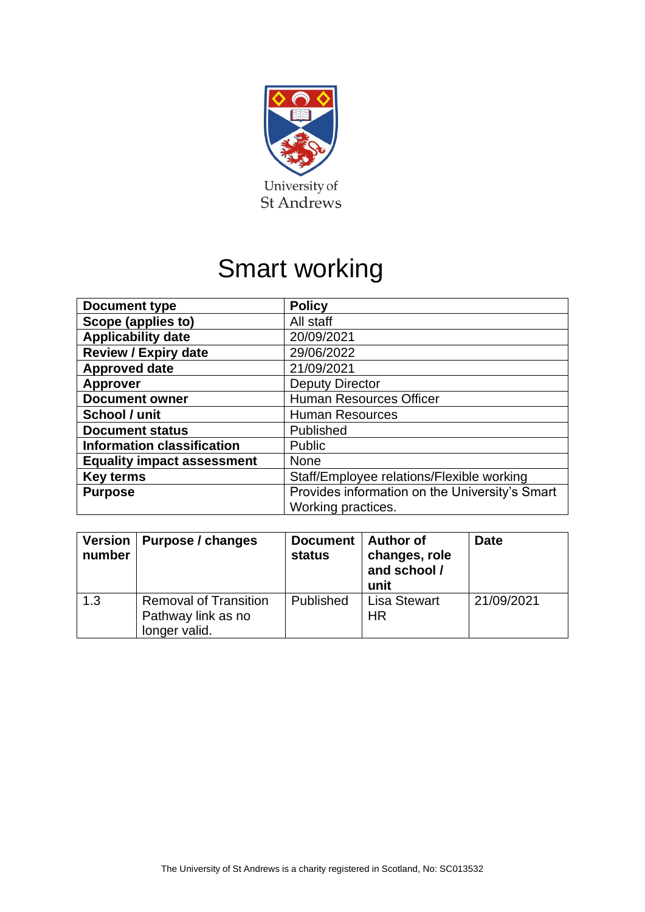University of St Andrews

# Smart working

| Document type | Policy |
|---|---|
| Scope (applies to) | All staff |
| Applicability date | 20/09/2021 |
| Review / Expiry date | 29/06/2022 |
| Approved date | 21/09/2021 |
| Approver | Deputy Director |
| Document owner | Human Resources Officer |
| School / unit | Human Resources |
| Document status | Published |
| Information classification | Public |
| Equality impact assessment | None |
| Key terms | Staff/Employee relations/Flexible working |
| Purpose | Provides information on the University's Smart Working practices. |

| Version number | Purpose / changes | Document status | Author of changes, role and school / unit | Date |
|---|---|---|---|---|
| 1.3 | Removal of Transition Pathway link as no longer valid. | Published | Lisa Stewart HR | 21/09/2021 |

The University of St Andrews is a charity registered in Scotland, No: SC013532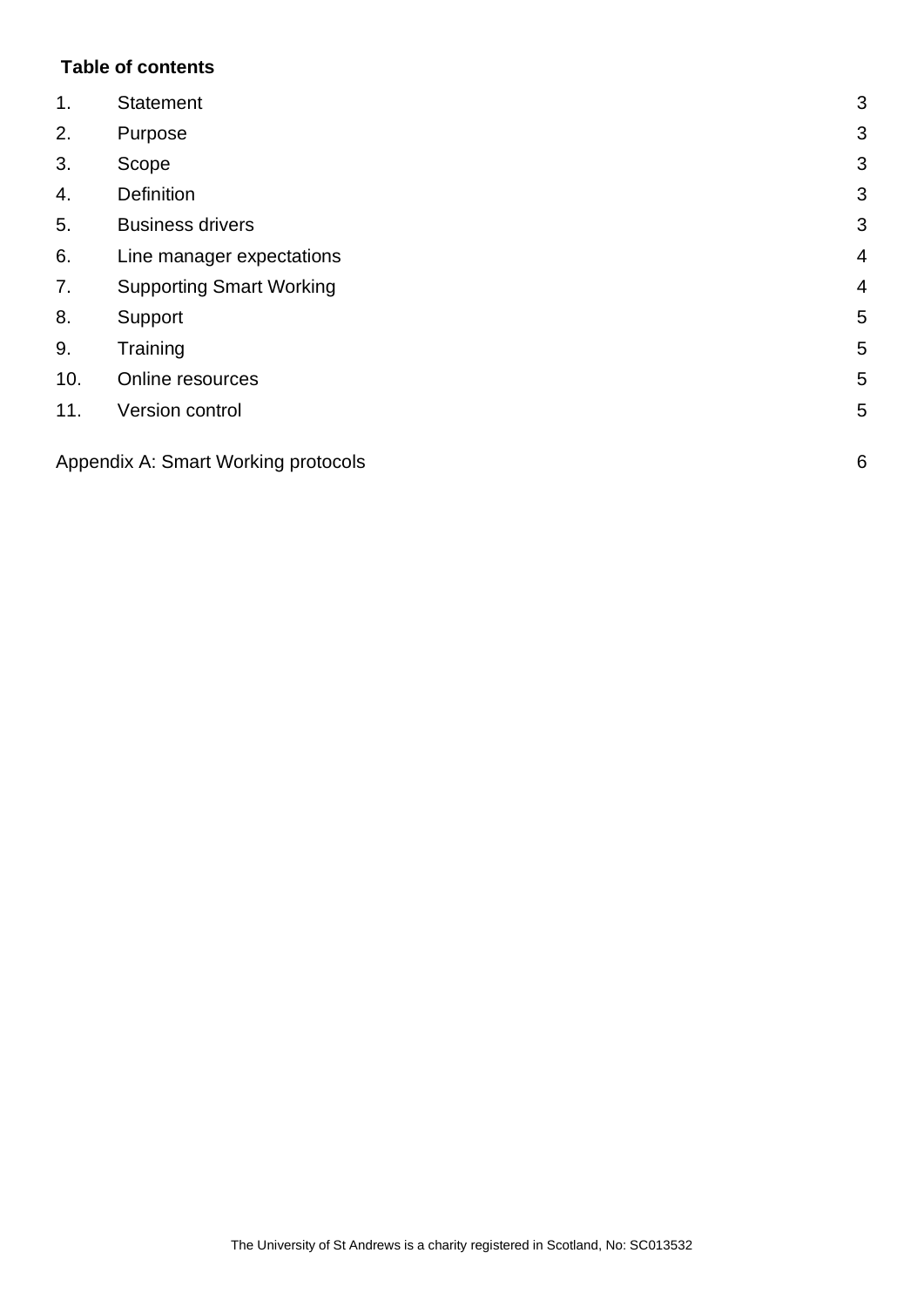**Table of contents**

| | | |
|---|---|---|
| 1. | Statement | 3 |
| 2. | Purpose | 3 |
| 3. | Scope | 3 |
| 4. | Definition | 3 |
| 5. | Business drivers | 3 |
| 6. | Line manager expectations | 4 |
| 7. | Supporting Smart Working | 4 |
| 8. | Support | 5 |
| 9. | Training | 5 |
| 10. | Online resources | 5 |
| 11. | Version control | 5 |

Appendix A: Smart Working protocols 6

The University of St Andrews is a charity registered in Scotland, No: SC013532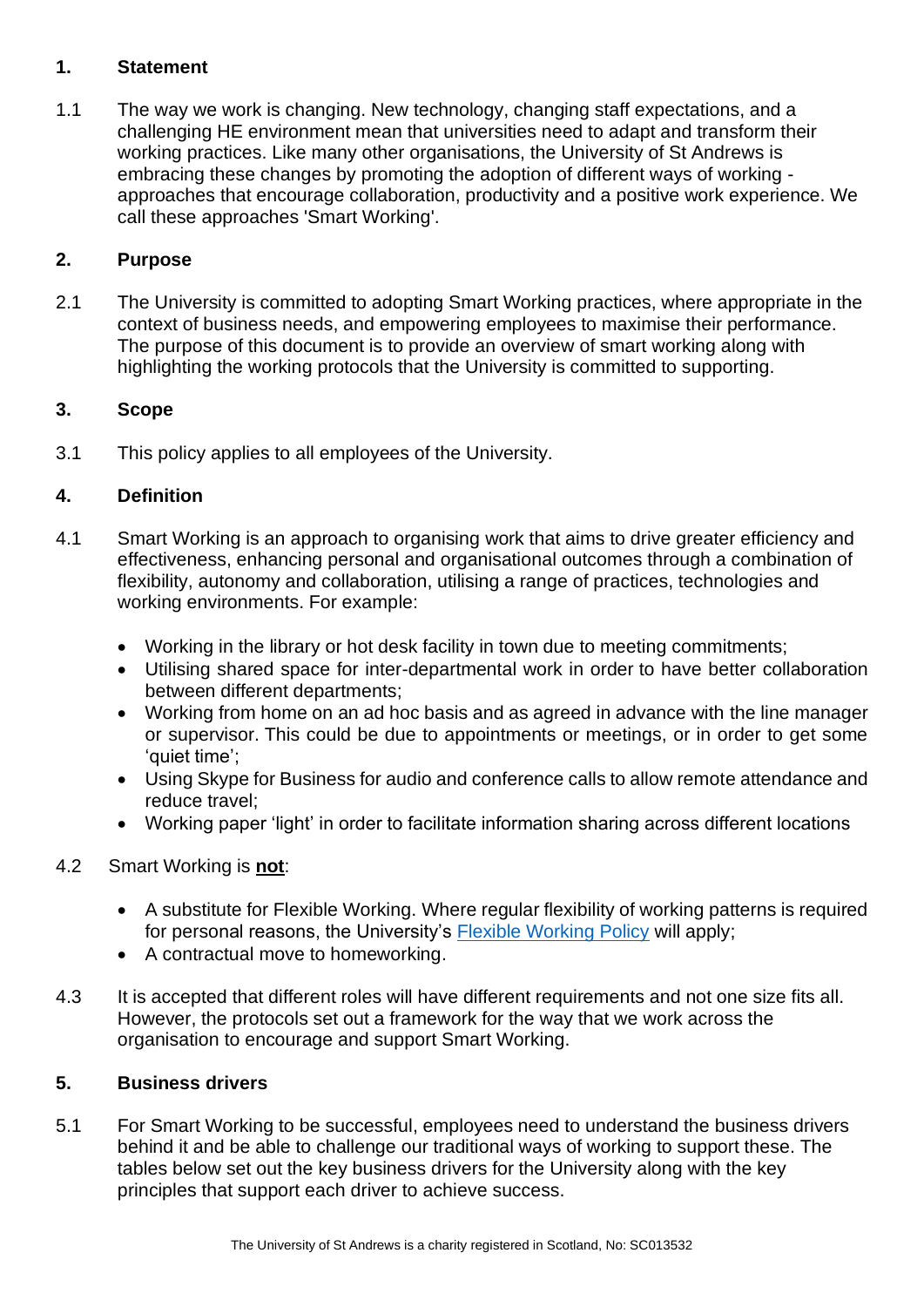## 1. Statement

1.1 The way we work is changing. New technology, changing staff expectations, and a challenging HE environment mean that universities need to adapt and transform their working practices. Like many other organisations, the University of St Andrews is embracing these changes by promoting the adoption of different ways of working - approaches that encourage collaboration, productivity and a positive work experience. We call these approaches 'Smart Working'.

## 2. Purpose

2.1 The University is committed to adopting Smart Working practices, where appropriate in the context of business needs, and empowering employees to maximise their performance. The purpose of this document is to provide an overview of smart working along with highlighting the working protocols that the University is committed to supporting.

## 3. Scope

3.1 This policy applies to all employees of the University.

## 4. Definition

4.1 Smart Working is an approach to organising work that aims to drive greater efficiency and effectiveness, enhancing personal and organisational outcomes through a combination of flexibility, autonomy and collaboration, utilising a range of practices, technologies and working environments. For example:

- Working in the library or hot desk facility in town due to meeting commitments;
- Utilising shared space for inter-departmental work in order to have better collaboration between different departments;
- Working from home on an ad hoc basis and as agreed in advance with the line manager or supervisor. This could be due to appointments or meetings, or in order to get some 'quiet time';
- Using Skype for Business for audio and conference calls to allow remote attendance and reduce travel;
- Working paper 'light' in order to facilitate information sharing across different locations

4.2 Smart Working is **not**:

- A substitute for Flexible Working. Where regular flexibility of working patterns is required for personal reasons, the University's Flexible Working Policy will apply;
- A contractual move to homeworking.

4.3 It is accepted that different roles will have different requirements and not one size fits all. However, the protocols set out a framework for the way that we work across the organisation to encourage and support Smart Working.

## 5. Business drivers

5.1 For Smart Working to be successful, employees need to understand the business drivers behind it and be able to challenge our traditional ways of working to support these. The tables below set out the key business drivers for the University along with the key principles that support each driver to achieve success.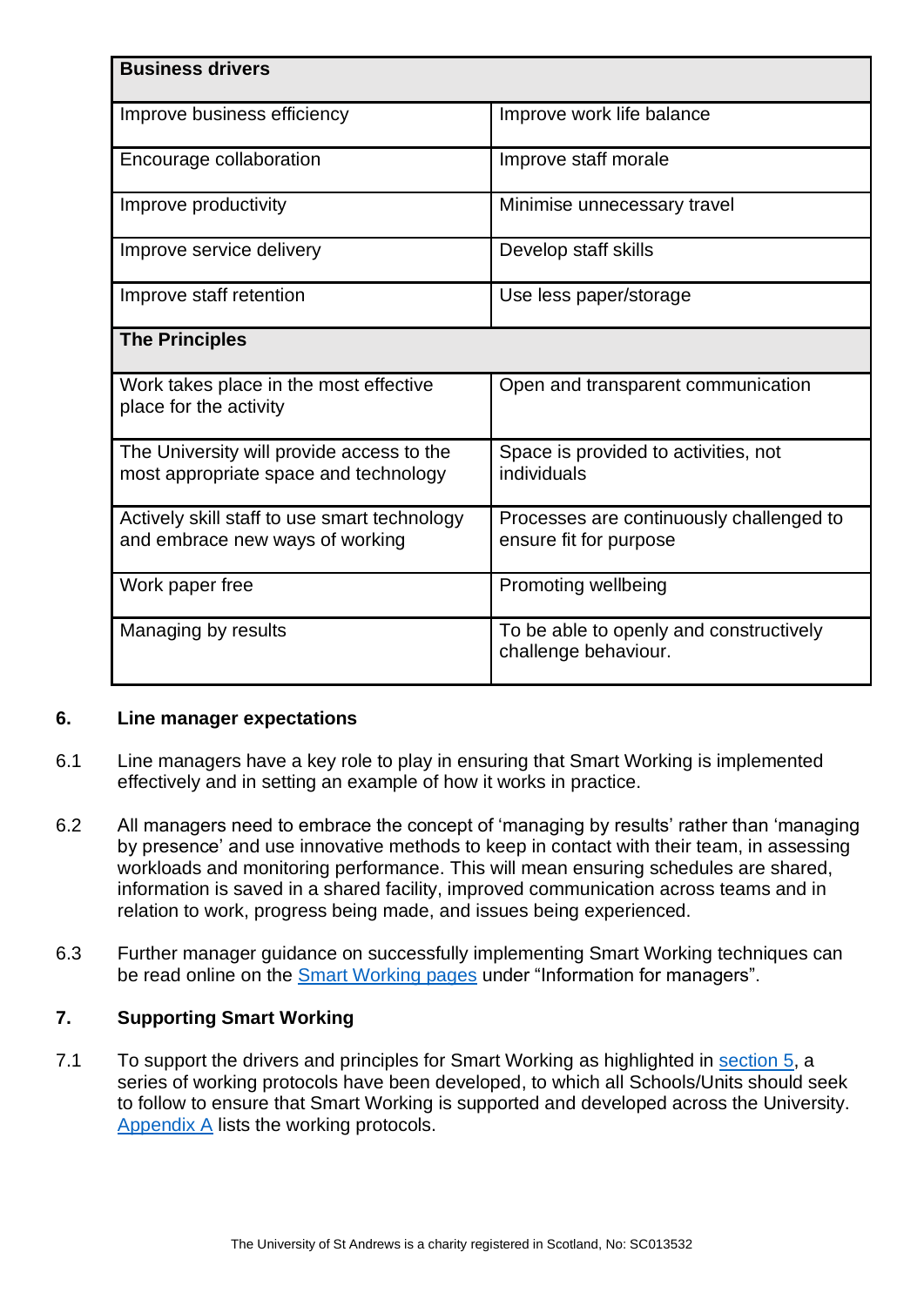| Business drivers | |
|---|---|
| Improve business efficiency | Improve work life balance |
| Encourage collaboration | Improve staff morale |
| Improve productivity | Minimise unnecessary travel |
| Improve service delivery | Develop staff skills |
| Improve staff retention | Use less paper/storage |
| **The Principles** | |
| Work takes place in the most effective place for the activity | Open and transparent communication |
| The University will provide access to the most appropriate space and technology | Space is provided to activities, not individuals |
| Actively skill staff to use smart technology and embrace new ways of working | Processes are continuously challenged to ensure fit for purpose |
| Work paper free | Promoting wellbeing |
| Managing by results | To be able to openly and constructively challenge behaviour. |

## 6. Line manager expectations

6.1 Line managers have a key role to play in ensuring that Smart Working is implemented effectively and in setting an example of how it works in practice.

6.2 All managers need to embrace the concept of 'managing by results' rather than 'managing by presence' and use innovative methods to keep in contact with their team, in assessing workloads and monitoring performance. This will mean ensuring schedules are shared, information is saved in a shared facility, improved communication across teams and in relation to work, progress being made, and issues being experienced.

6.3 Further manager guidance on successfully implementing Smart Working techniques can be read online on the Smart Working pages under "Information for managers".

## 7. Supporting Smart Working

7.1 To support the drivers and principles for Smart Working as highlighted in section 5, a series of working protocols have been developed, to which all Schools/Units should seek to follow to ensure that Smart Working is supported and developed across the University. Appendix A lists the working protocols.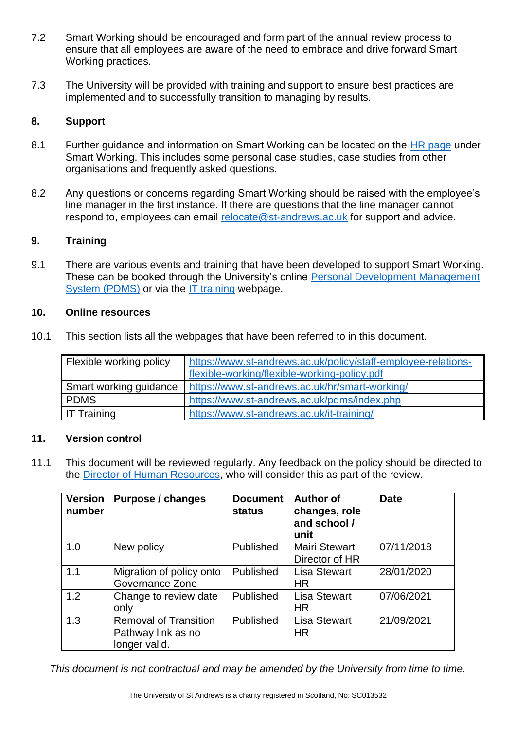7.2 Smart Working should be encouraged and form part of the annual review process to ensure that all employees are aware of the need to embrace and drive forward Smart Working practices.

7.3 The University will be provided with training and support to ensure best practices are implemented and to successfully transition to managing by results.

## 8. Support

8.1 Further guidance and information on Smart Working can be located on the [HR page](https://www.st-andrews.ac.uk/hr/smart-working/) under Smart Working. This includes some personal case studies, case studies from other organisations and frequently asked questions.

8.2 Any questions or concerns regarding Smart Working should be raised with the employee's line manager in the first instance. If there are questions that the line manager cannot respond to, employees can email [relocate@st-andrews.ac.uk](mailto:relocate@st-andrews.ac.uk) for support and advice.

## 9. Training

9.1 There are various events and training that have been developed to support Smart Working. These can be booked through the University's online [Personal Development Management System (PDMS)](https://www.st-andrews.ac.uk/pdms/index.php) or via the [IT training](https://www.st-andrews.ac.uk/it-training/) webpage.

## 10. Online resources

10.1 This section lists all the webpages that have been referred to in this document.

| | |
|---|---|
| Flexible working policy | https://www.st-andrews.ac.uk/policy/staff-employee-relations-flexible-working/flexible-working-policy.pdf |
| Smart working guidance | https://www.st-andrews.ac.uk/hr/smart-working/ |
| PDMS | https://www.st-andrews.ac.uk/pdms/index.php |
| IT Training | https://www.st-andrews.ac.uk/it-training/ |

## 11. Version control

11.1 This document will be reviewed regularly. Any feedback on the policy should be directed to the Director of Human Resources, who will consider this as part of the review.

| Version number | Purpose / changes | Document status | Author of changes, role and school / unit | Date |
|---|---|---|---|---|
| 1.0 | New policy | Published | Mairi Stewart Director of HR | 07/11/2018 |
| 1.1 | Migration of policy onto Governance Zone | Published | Lisa Stewart HR | 28/01/2020 |
| 1.2 | Change to review date only | Published | Lisa Stewart HR | 07/06/2021 |
| 1.3 | Removal of Transition Pathway link as no longer valid. | Published | Lisa Stewart HR | 21/09/2021 |

*This document is not contractual and may be amended by the University from time to time.*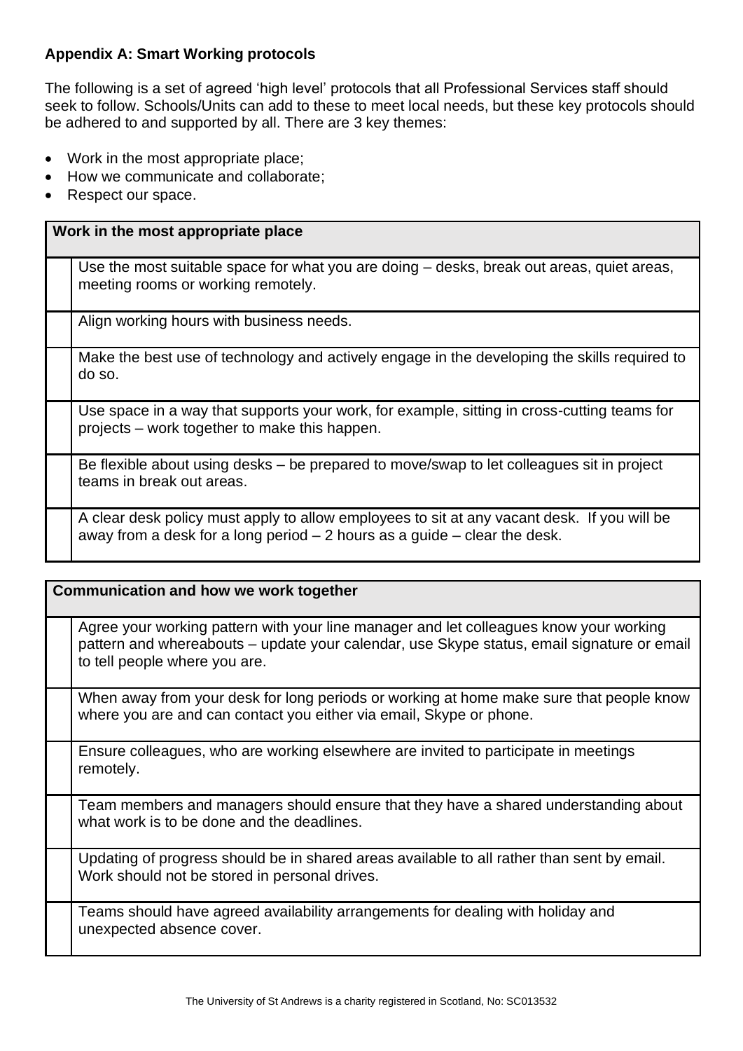**Appendix A: Smart Working protocols**

The following is a set of agreed 'high level' protocols that all Professional Services staff should seek to follow. Schools/Units can add to these to meet local needs, but these key protocols should be adhered to and supported by all. There are 3 key themes:

- Work in the most appropriate place;
- How we communicate and collaborate;
- Respect our space.

| **Work in the most appropriate place** | |
|---|---|
| | Use the most suitable space for what you are doing – desks, break out areas, quiet areas, meeting rooms or working remotely. |
| | Align working hours with business needs. |
| | Make the best use of technology and actively engage in the developing the skills required to do so. |
| | Use space in a way that supports your work, for example, sitting in cross-cutting teams for projects – work together to make this happen. |
| | Be flexible about using desks – be prepared to move/swap to let colleagues sit in project teams in break out areas. |
| | A clear desk policy must apply to allow employees to sit at any vacant desk. If you will be away from a desk for a long period – 2 hours as a guide – clear the desk. |

| **Communication and how we work together** | |
|---|---|
| | Agree your working pattern with your line manager and let colleagues know your working pattern and whereabouts – update your calendar, use Skype status, email signature or email to tell people where you are. |
| | When away from your desk for long periods or working at home make sure that people know where you are and can contact you either via email, Skype or phone. |
| | Ensure colleagues, who are working elsewhere are invited to participate in meetings remotely. |
| | Team members and managers should ensure that they have a shared understanding about what work is to be done and the deadlines. |
| | Updating of progress should be in shared areas available to all rather than sent by email. Work should not be stored in personal drives. |
| | Teams should have agreed availability arrangements for dealing with holiday and unexpected absence cover. |

The University of St Andrews is a charity registered in Scotland, No: SC013532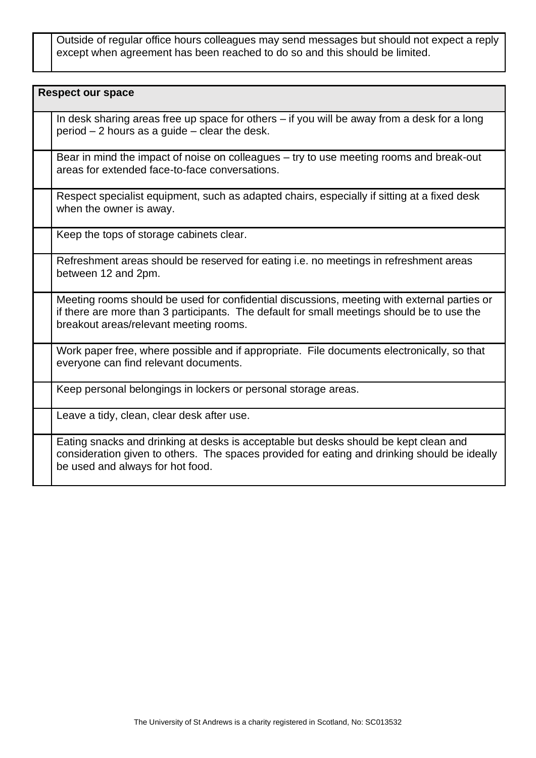| | |
|---|---|
| | Outside of regular office hours colleagues may send messages but should not expect a reply except when agreement has been reached to do so and this should be limited. |

| **Respect our space** | |
|---|---|
| | In desk sharing areas free up space for others – if you will be away from a desk for a long period – 2 hours as a guide – clear the desk. |
| | Bear in mind the impact of noise on colleagues – try to use meeting rooms and break-out areas for extended face-to-face conversations. |
| | Respect specialist equipment, such as adapted chairs, especially if sitting at a fixed desk when the owner is away. |
| | Keep the tops of storage cabinets clear. |
| | Refreshment areas should be reserved for eating i.e. no meetings in refreshment areas between 12 and 2pm. |
| | Meeting rooms should be used for confidential discussions, meeting with external parties or if there are more than 3 participants. The default for small meetings should be to use the breakout areas/relevant meeting rooms. |
| | Work paper free, where possible and if appropriate. File documents electronically, so that everyone can find relevant documents. |
| | Keep personal belongings in lockers or personal storage areas. |
| | Leave a tidy, clean, clear desk after use. |
| | Eating snacks and drinking at desks is acceptable but desks should be kept clean and consideration given to others. The spaces provided for eating and drinking should be ideally be used and always for hot food. |

The University of St Andrews is a charity registered in Scotland, No: SC013532